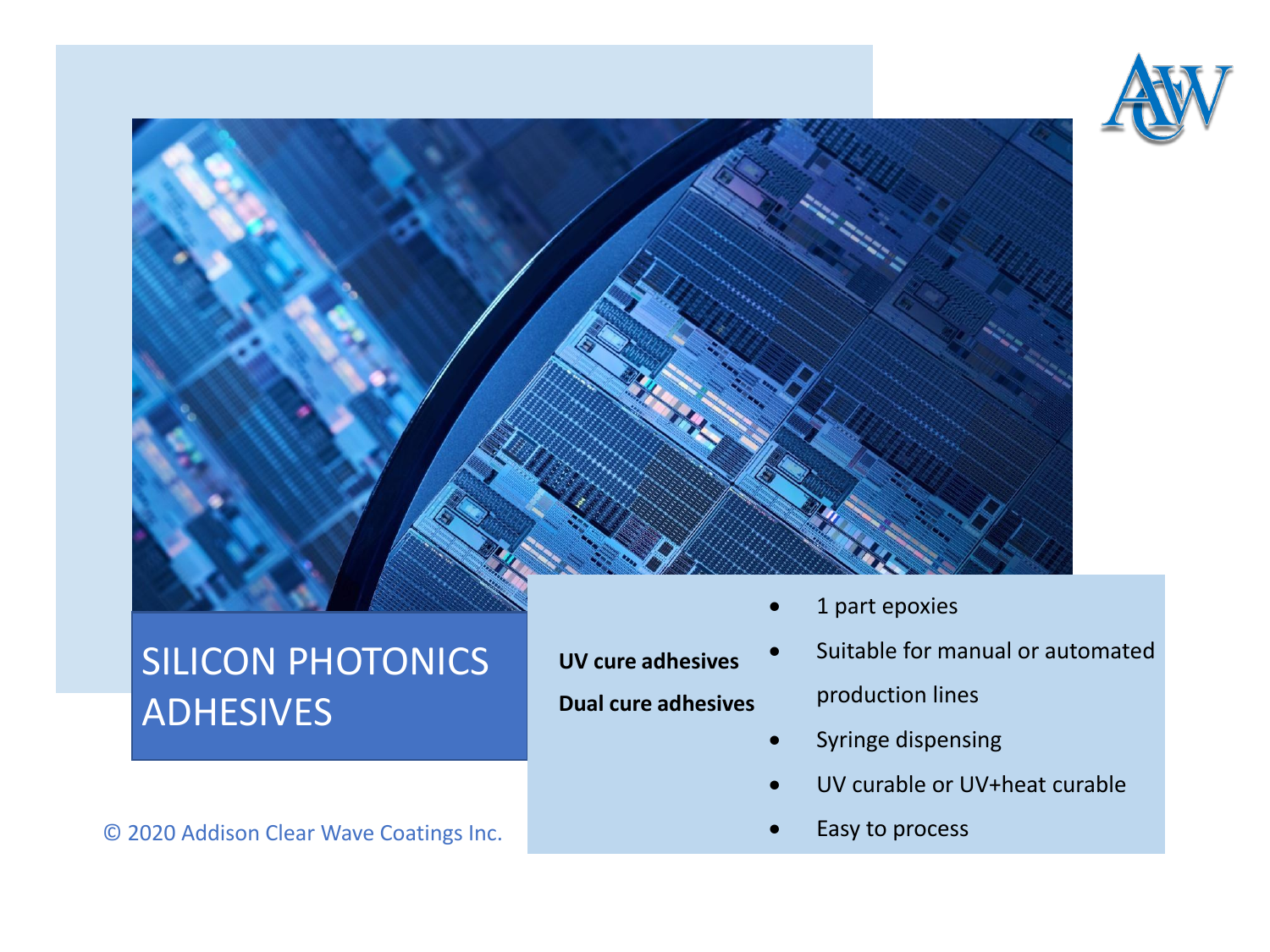# SILICON PHOTONICS ADHESIVES

**UV cure adhesives**

**Dual cure adhesives**

- 1 part epoxies
- Suitable for manual or automated production lines
- Syringe dispensing
- UV curable or UV+heat curable
- Easy to process

© 2020 Addison Clear Wave Coatings Inc.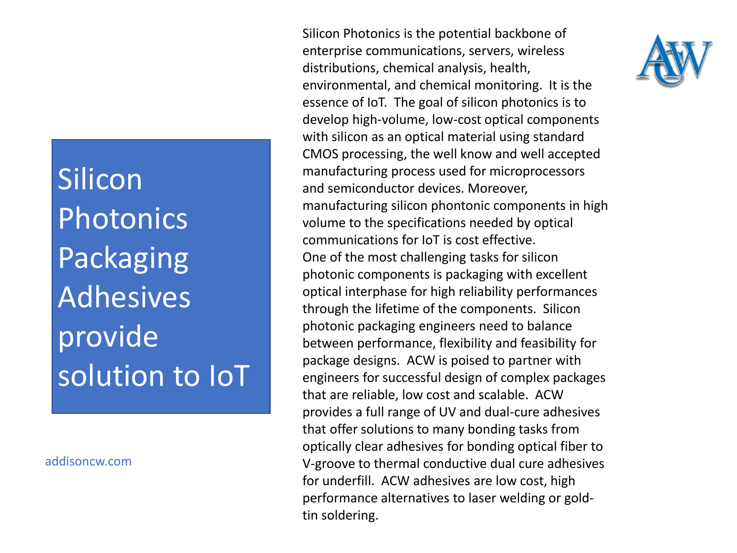# Silicon Photonics Packaging Adhesives provide solution to IoT

addisoncw.com

Silicon Photonics is the potential backbone of enterprise communications, servers, wireless distributions, chemical analysis, health, environmental, and chemical monitoring. It is the essence of IoT. The goal of silicon photonics is to develop high-volume, low-cost optical components with silicon as an optical material using standard CMOS processing, the well know and well accepted manufacturing process used for microprocessors and semiconductor devices. Moreover, manufacturing silicon phontonic components in high volume to the specifications needed by optical communications for IoT is cost effective.

One of the most challenging tasks for silicon photonic components is packaging with excellent optical interphase for high reliability performances through the lifetime of the components. Silicon photonic packaging engineers need to balance between performance, flexibility and feasibility for package designs. ACW is poised to partner with engineers for successful design of complex packages that are reliable, low cost and scalable. ACW provides a full range of UV and dual-cure adhesives that offer solutions to many bonding tasks from optically clear adhesives for bonding optical fiber to V-groove to thermal conductive dual cure adhesives for underfill. ACW adhesives are low cost, high performance alternatives to laser welding or gold-tin soldering.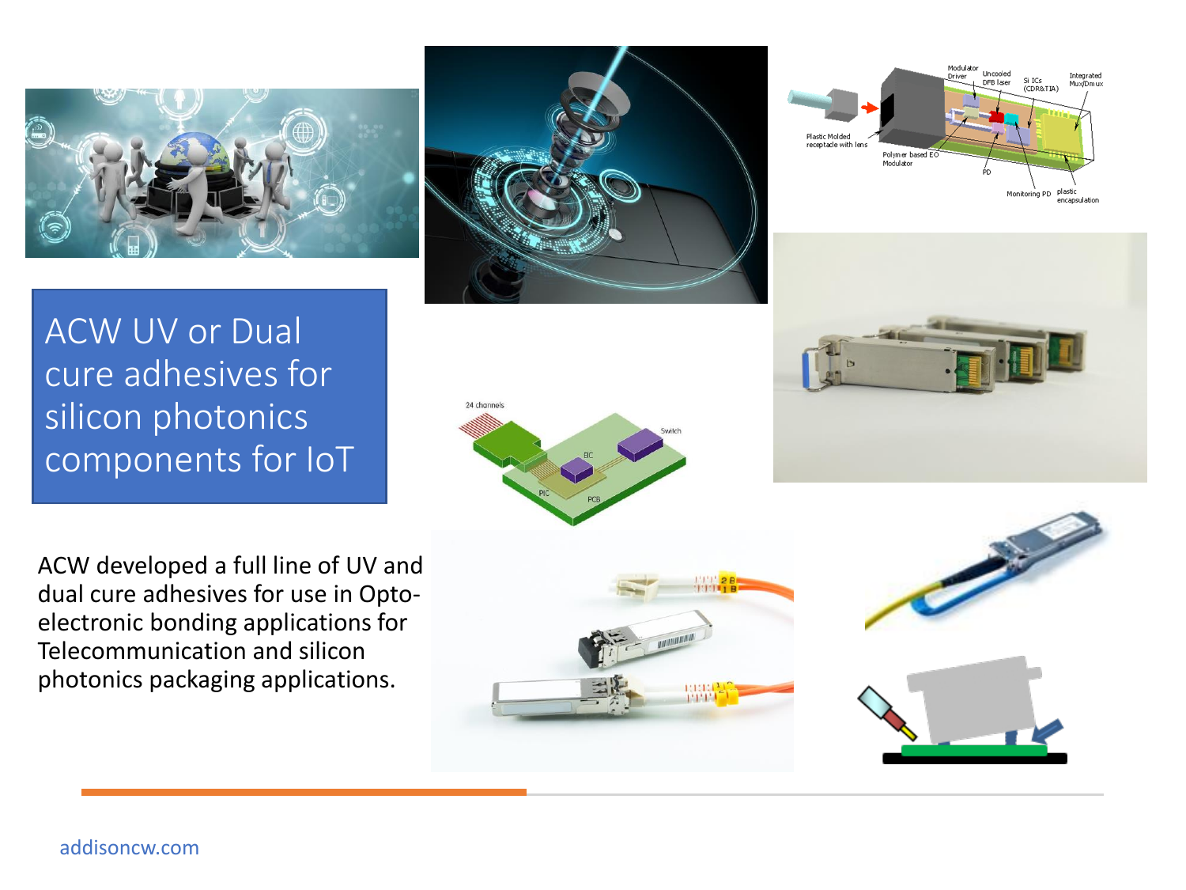# ACW UV or Dual cure adhesives for silicon photonics components for IoT

ACW developed a full line of UV and dual cure adhesives for use in Opto-electronic bonding applications for Telecommunication and silicon photonics packaging applications.

addisoncw.com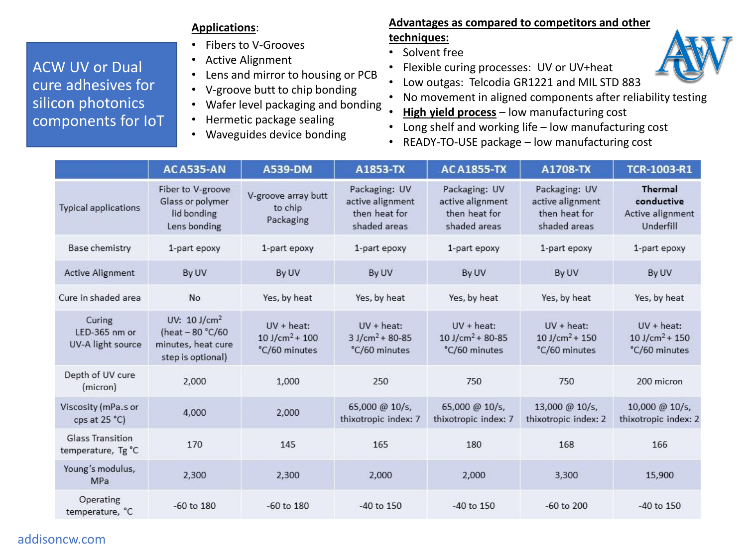# ACW UV or Dual cure adhesives for silicon photonics components for IoT

**Applications**:

- Fibers to V-Grooves
- Active Alignment
- Lens and mirror to housing or PCB
- V-groove butt to chip bonding
- Wafer level packaging and bonding
- Hermetic package sealing
- Waveguides device bonding

**Advantages as compared to competitors and other techniques:**

- Solvent free
- Flexible curing processes: UV or UV+heat
- Low outgas: Telcodia GR1221 and MIL STD 883
- No movement in aligned components after reliability testing
- **High yield process** – low manufacturing cost
- Long shelf and working life – low manufacturing cost
- READY-TO-USE package – low manufacturing cost

| | AC A535-AN | A539-DM | A1853-TX | AC A1855-TX | A1708-TX | TCR-1003-R1 |
|---|---|---|---|---|---|---|
| Typical applications | Fiber to V-groove Glass or polymer lid bonding Lens bonding | V-groove array butt to chip Packaging | Packaging: UV active alignment then heat for shaded areas | Packaging: UV active alignment then heat for shaded areas | Packaging: UV active alignment then heat for shaded areas | **Thermal conductive** Active alignment Underfill |
| Base chemistry | 1-part epoxy | 1-part epoxy | 1-part epoxy | 1-part epoxy | 1-part epoxy | 1-part epoxy |
| Active Alignment | By UV | By UV | By UV | By UV | By UV | By UV |
| Cure in shaded area | No | Yes, by heat | Yes, by heat | Yes, by heat | Yes, by heat | Yes, by heat |
| Curing LED-365 nm or UV-A light source | UV: 10 J/cm$^2$ (heat – 80 °C/60 minutes, heat cure step is optional) | UV + heat: 10 J/cm$^2$ + 100 °C/60 minutes | UV + heat: 3 J/cm$^2$ + 80-85 °C/60 minutes | UV + heat: 10 J/cm$^2$ + 80-85 °C/60 minutes | UV + heat: 10 J/cm$^2$ + 150 °C/60 minutes | UV + heat: 10 J/cm$^2$ + 150 °C/60 minutes |
| Depth of UV cure (micron) | 2,000 | 1,000 | 250 | 750 | 750 | 200 micron |
| Viscosity (mPa.s or cps at 25 °C) | 4,000 | 2,000 | 65,000 @ 10/s, thixotropic index: 7 | 65,000 @ 10/s, thixotropic index: 7 | 13,000 @ 10/s, thixotropic index: 2 | 10,000 @ 10/s, thixotropic index: 2 |
| Glass Transition temperature, Tg °C | 170 | 145 | 165 | 180 | 168 | 166 |
| Young's modulus, MPa | 2,300 | 2,300 | 2,000 | 2,000 | 3,300 | 15,900 |
| Operating temperature, °C | -60 to 180 | -60 to 180 | -40 to 150 | -40 to 150 | -60 to 200 | -40 to 150 |

addisoncw.com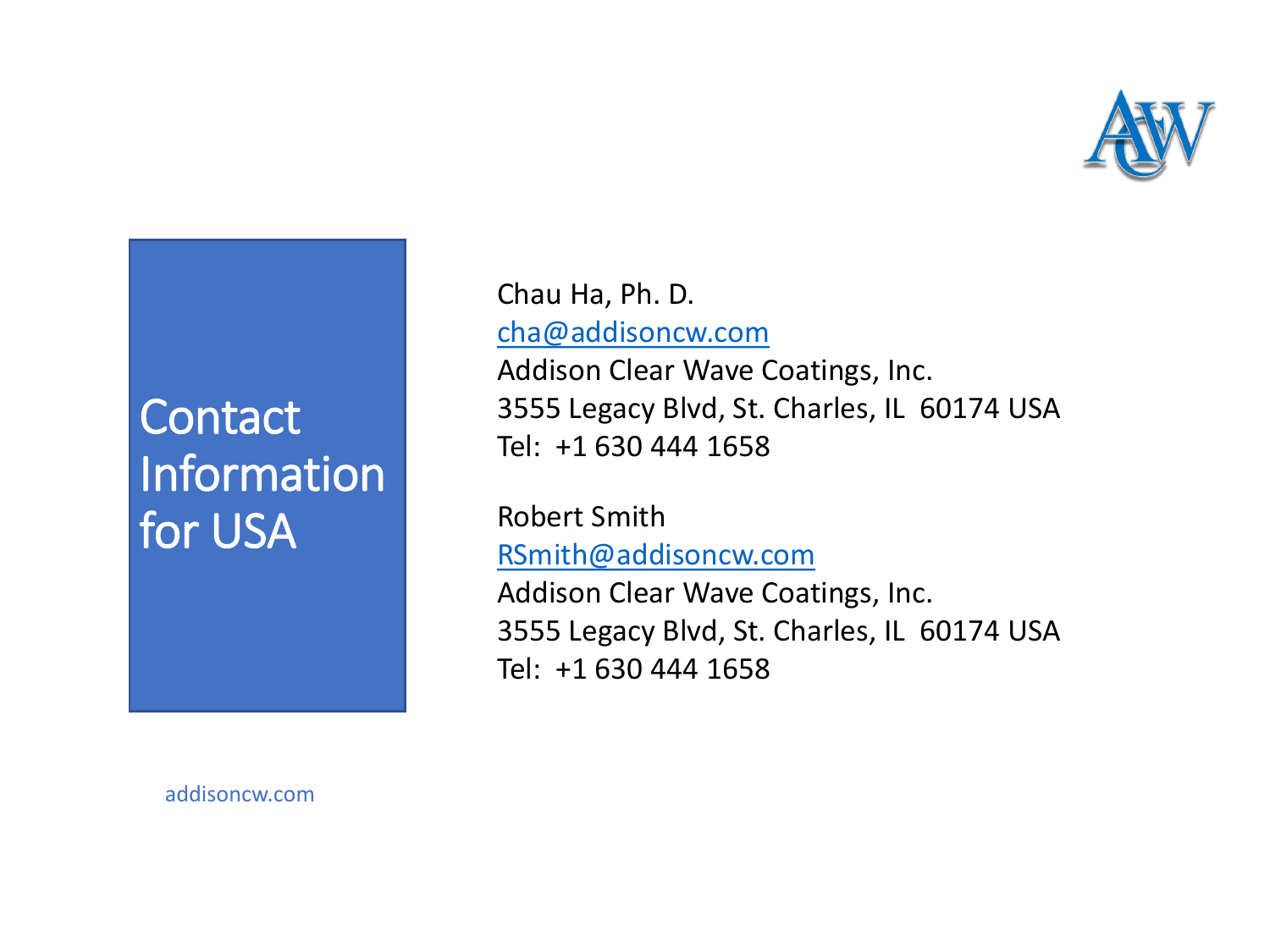# Contact Information for USA

Chau Ha, Ph. D.
cha@addisoncw.com
Addison Clear Wave Coatings, Inc.
3555 Legacy Blvd, St. Charles, IL 60174 USA
Tel: +1 630 444 1658

Robert Smith
RSmith@addisoncw.com
Addison Clear Wave Coatings, Inc.
3555 Legacy Blvd, St. Charles, IL 60174 USA
Tel: +1 630 444 1658

addisoncw.com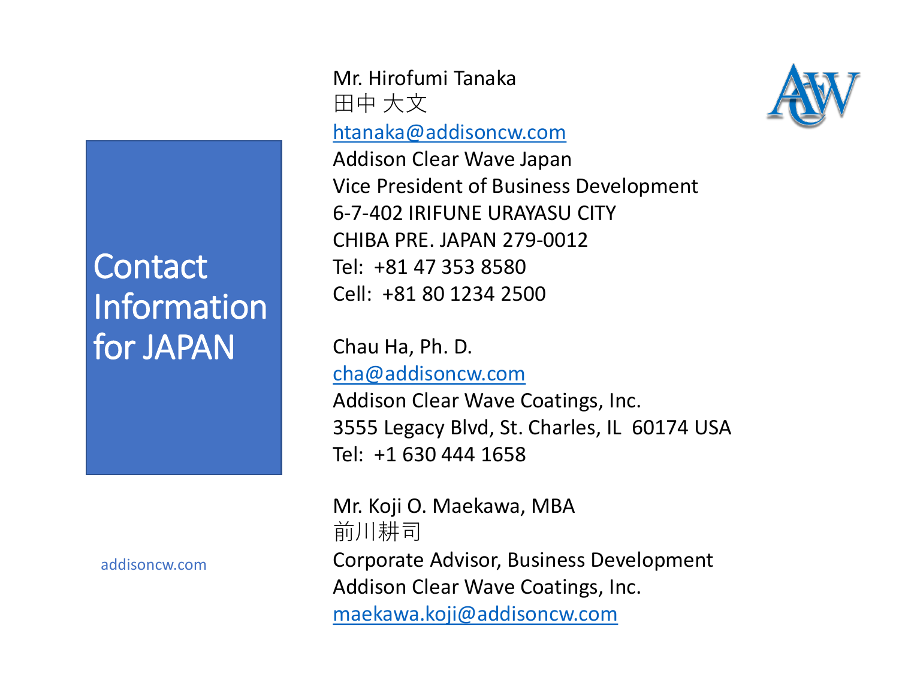# Contact Information for JAPAN

Mr. Hirofumi Tanaka
田中 大文
htanaka@addisoncw.com
Addison Clear Wave Japan
Vice President of Business Development
6-7-402 IRIFUNE URAYASU CITY
CHIBA PRE. JAPAN 279-0012
Tel: +81 47 353 8580
Cell: +81 80 1234 2500

Chau Ha, Ph. D.
cha@addisoncw.com
Addison Clear Wave Coatings, Inc.
3555 Legacy Blvd, St. Charles, IL 60174 USA
Tel: +1 630 444 1658

Mr. Koji O. Maekawa, MBA
前川耕司
Corporate Advisor, Business Development
Addison Clear Wave Coatings, Inc.
maekawa.koji@addisoncw.com

addisoncw.com